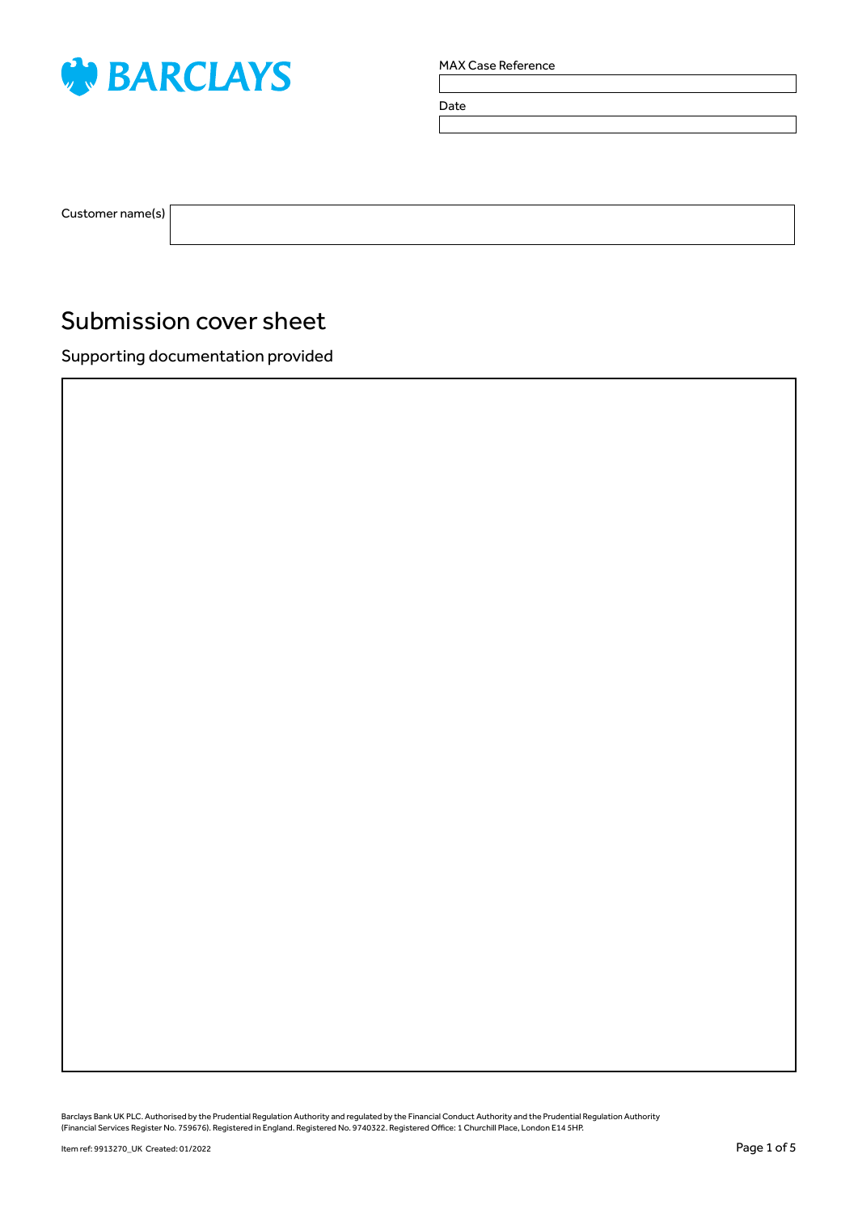BARCLAYS

MAX Case Reference

Date

Customer name(s)

# Submission cover sheet

Supporting documentation provided

Barclays Bank UK PLC. Authorised by the Prudential Regulation Authority and regulated by the Financial Conduct Authority and the Prudential Regulation Authority (Financial Services Register No. 759676). Registered in England. Registered No. 9740322. Registered Office: 1 Churchill Place, London E14 5HP.

Item ref: 9913270_UK Created: 01/2022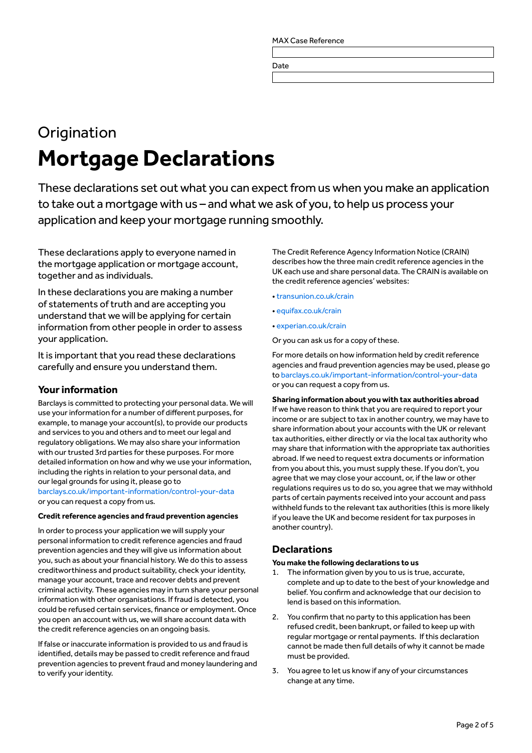| MAX Case Reference |
| --- |
| |
| **Date** |
| |

# Origination

# Mortgage Declarations

These declarations set out what you can expect from us when you make an application to take out a mortgage with us – and what we ask of you, to help us process your application and keep your mortgage running smoothly.

These declarations apply to everyone named in the mortgage application or mortgage account, together and as individuals.

In these declarations you are making a number of statements of truth and are accepting you understand that we will be applying for certain information from other people in order to assess your application.

It is important that you read these declarations carefully and ensure you understand them.

## Your information

Barclays is committed to protecting your personal data. We will use your information for a number of different purposes, for example, to manage your account(s), to provide our products and services to you and others and to meet our legal and regulatory obligations. We may also share your information with our trusted 3rd parties for these purposes. For more detailed information on how and why we use your information, including the rights in relation to your personal data, and our legal grounds for using it, please go to barclays.co.uk/important-information/control-your-data or you can request a copy from us.

### Credit reference agencies and fraud prevention agencies

In order to process your application we will supply your personal information to credit reference agencies and fraud prevention agencies and they will give us information about you, such as about your financial history. We do this to assess creditworthiness and product suitability, check your identity, manage your account, trace and recover debts and prevent criminal activity. These agencies may in turn share your personal information with other organisations. If fraud is detected, you could be refused certain services, finance or employment. Once you open an account with us, we will share account data with the credit reference agencies on an ongoing basis.

If false or inaccurate information is provided to us and fraud is identified, details may be passed to credit reference and fraud prevention agencies to prevent fraud and money laundering and to verify your identity.

The Credit Reference Agency Information Notice (CRAIN) describes how the three main credit reference agencies in the UK each use and share personal data. The CRAIN is available on the credit reference agencies' websites:

- transunion.co.uk/crain
- equifax.co.uk/crain
- experian.co.uk/crain

Or you can ask us for a copy of these.

For more details on how information held by credit reference agencies and fraud prevention agencies may be used, please go to barclays.co.uk/important-information/control-your-data or you can request a copy from us.

### Sharing information about you with tax authorities abroad

If we have reason to think that you are required to report your income or are subject to tax in another country, we may have to share information about your accounts with the UK or relevant tax authorities, either directly or via the local tax authority who may share that information with the appropriate tax authorities abroad. If we need to request extra documents or information from you about this, you must supply these. If you don't, you agree that we may close your account, or, if the law or other regulations requires us to do so, you agree that we may withhold parts of certain payments received into your account and pass withheld funds to the relevant tax authorities (this is more likely if you leave the UK and become resident for tax purposes in another country).

## Declarations

### You make the following declarations to us

1. The information given by you to us is true, accurate, complete and up to date to the best of your knowledge and belief. You confirm and acknowledge that our decision to lend is based on this information.
2. You confirm that no party to this application has been refused credit, been bankrupt, or failed to keep up with regular mortgage or rental payments. If this declaration cannot be made then full details of why it cannot be made must be provided.
3. You agree to let us know if any of your circumstances change at any time.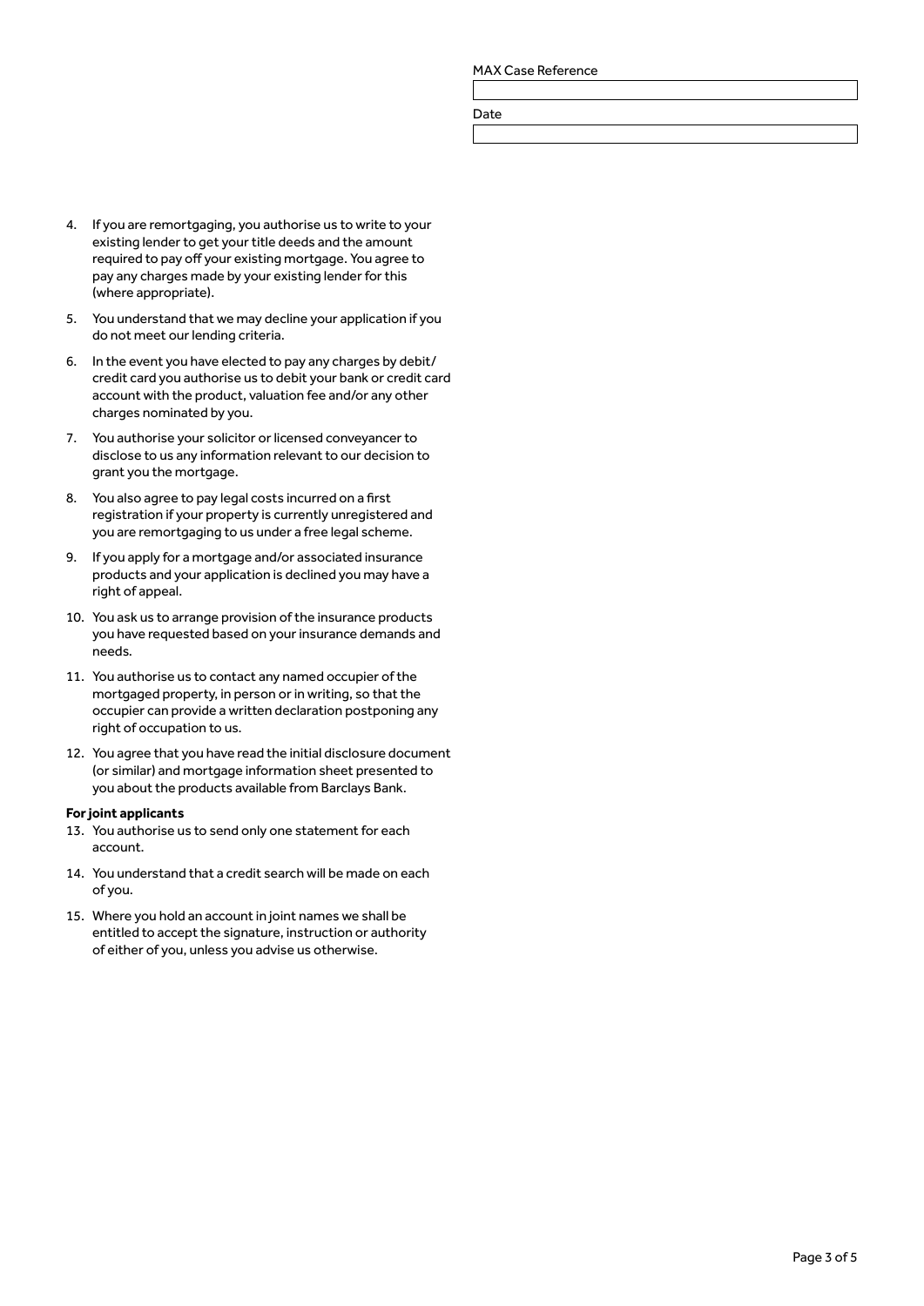MAX Case Reference

| |
|---|
| |

Date

| |
|---|
| |

4. If you are remortgaging, you authorise us to write to your existing lender to get your title deeds and the amount required to pay off your existing mortgage. You agree to pay any charges made by your existing lender for this (where appropriate).
5. You understand that we may decline your application if you do not meet our lending criteria.
6. In the event you have elected to pay any charges by debit/credit card you authorise us to debit your bank or credit card account with the product, valuation fee and/or any other charges nominated by you.
7. You authorise your solicitor or licensed conveyancer to disclose to us any information relevant to our decision to grant you the mortgage.
8. You also agree to pay legal costs incurred on a first registration if your property is currently unregistered and you are remortgaging to us under a free legal scheme.
9. If you apply for a mortgage and/or associated insurance products and your application is declined you may have a right of appeal.
10. You ask us to arrange provision of the insurance products you have requested based on your insurance demands and needs.
11. You authorise us to contact any named occupier of the mortgaged property, in person or in writing, so that the occupier can provide a written declaration postponing any right of occupation to us.
12. You agree that you have read the initial disclosure document (or similar) and mortgage information sheet presented to you about the products available from Barclays Bank.

**For joint applicants**

13. You authorise us to send only one statement for each account.
14. You understand that a credit search will be made on each of you.
15. Where you hold an account in joint names we shall be entitled to accept the signature, instruction or authority of either of you, unless you advise us otherwise.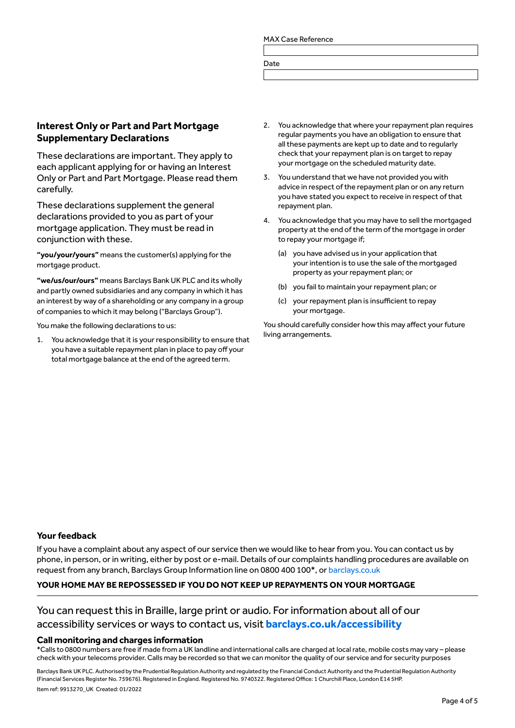MAX Case Reference

| |
|---|
| |

Date

| |
|---|
| |

## Interest Only or Part and Part Mortgage Supplementary Declarations

These declarations are important. They apply to each applicant applying for or having an Interest Only or Part and Part Mortgage. Please read them carefully.

These declarations supplement the general declarations provided to you as part of your mortgage application. They must be read in conjunction with these.

**"you/your/yours"** means the customer(s) applying for the mortgage product.

**"we/us/our/ours"** means Barclays Bank UK PLC and its wholly and partly owned subsidiaries and any company in which it has an interest by way of a shareholding or any company in a group of companies to which it may belong ("Barclays Group").

You make the following declarations to us:

1. You acknowledge that it is your responsibility to ensure that you have a suitable repayment plan in place to pay off your total mortgage balance at the end of the agreed term.
2. You acknowledge that where your repayment plan requires regular payments you have an obligation to ensure that all these payments are kept up to date and to regularly check that your repayment plan is on target to repay your mortgage on the scheduled maturity date.
3. You understand that we have not provided you with advice in respect of the repayment plan or on any return you have stated you expect to receive in respect of that repayment plan.
4. You acknowledge that you may have to sell the mortgaged property at the end of the term of the mortgage in order to repay your mortgage if;
   - (a) you have advised us in your application that your intention is to use the sale of the mortgaged property as your repayment plan; or
   - (b) you fail to maintain your repayment plan; or
   - (c) your repayment plan is insufficient to repay your mortgage.

You should carefully consider how this may affect your future living arrangements.

### Your feedback

If you have a complaint about any aspect of our service then we would like to hear from you. You can contact us by phone, in person, or in writing, either by post or e-mail. Details of our complaints handling procedures are available on request from any branch, Barclays Group Information line on 0800 400 100*, or barclays.co.uk

**YOUR HOME MAY BE REPOSSESSED IF YOU DO NOT KEEP UP REPAYMENTS ON YOUR MORTGAGE**

You can request this in Braille, large print or audio. For information about all of our accessibility services or ways to contact us, visit **barclays.co.uk/accessibility**

### Call monitoring and charges information

*Calls to 0800 numbers are free if made from a UK landline and international calls are charged at local rate, mobile costs may vary – please check with your telecoms provider. Calls may be recorded so that we can monitor the quality of our service and for security purposes

Barclays Bank UK PLC. Authorised by the Prudential Regulation Authority and regulated by the Financial Conduct Authority and the Prudential Regulation Authority (Financial Services Register No. 759676). Registered in England. Registered No. 9740322. Registered Office: 1 Churchill Place, London E14 5HP.

Item ref: 9913270_UK Created: 01/2022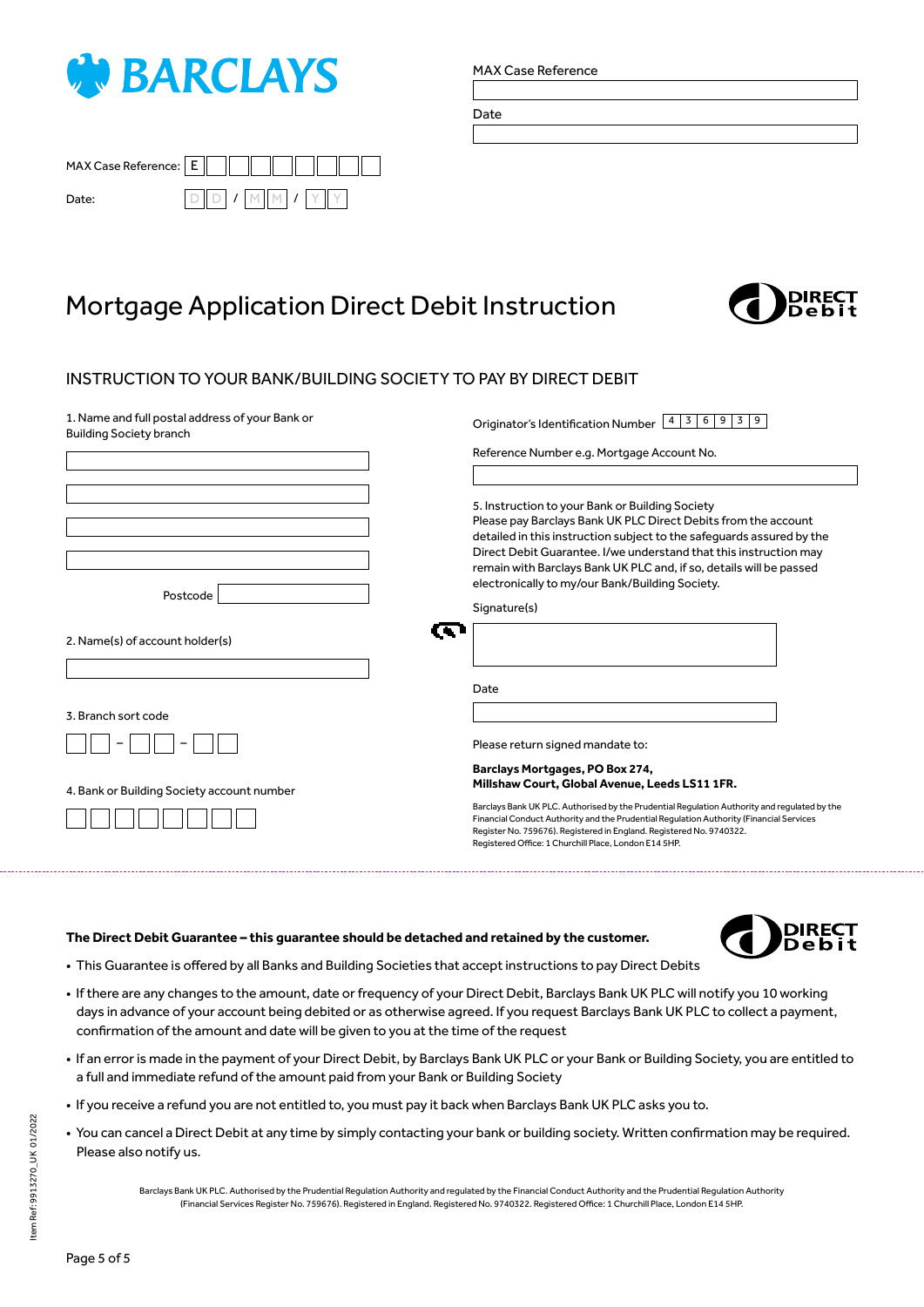BARCLAYS

MAX Case Reference

Date

MAX Case Reference: E

Date: DD / MM / YY

# Mortgage Application Direct Debit Instruction

DIRECT Debit

## INSTRUCTION TO YOUR BANK/BUILDING SOCIETY TO PAY BY DIRECT DEBIT

1. Name and full postal address of your Bank or Building Society branch

Postcode

2. Name(s) of account holder(s)

3. Branch sort code

4. Bank or Building Society account number

Originator's Identification Number 4 3 6 9 3 9

Reference Number e.g. Mortgage Account No.

5. Instruction to your Bank or Building Society
Please pay Barclays Bank UK PLC Direct Debits from the account detailed in this instruction subject to the safeguards assured by the Direct Debit Guarantee. I/we understand that this instruction may remain with Barclays Bank UK PLC and, if so, details will be passed electronically to my/our Bank/Building Society.

Signature(s)

Date

Please return signed mandate to:

**Barclays Mortgages, PO Box 274, Millshaw Court, Global Avenue, Leeds LS11 1FR.**

Barclays Bank UK PLC. Authorised by the Prudential Regulation Authority and regulated by the Financial Conduct Authority and the Prudential Regulation Authority (Financial Services Register No. 759676). Registered in England. Registered No. 9740322. Registered Office: 1 Churchill Place, London E14 5HP.

**The Direct Debit Guarantee – this guarantee should be detached and retained by the customer.**

DIRECT Debit

- This Guarantee is offered by all Banks and Building Societies that accept instructions to pay Direct Debits
- If there are any changes to the amount, date or frequency of your Direct Debit, Barclays Bank UK PLC will notify you 10 working days in advance of your account being debited or as otherwise agreed. If you request Barclays Bank UK PLC to collect a payment, confirmation of the amount and date will be given to you at the time of the request
- If an error is made in the payment of your Direct Debit, by Barclays Bank UK PLC or your Bank or Building Society, you are entitled to a full and immediate refund of the amount paid from your Bank or Building Society
- If you receive a refund you are not entitled to, you must pay it back when Barclays Bank UK PLC asks you to.
- You can cancel a Direct Debit at any time by simply contacting your bank or building society. Written confirmation may be required. Please also notify us.

Barclays Bank UK PLC. Authorised by the Prudential Regulation Authority and regulated by the Financial Conduct Authority and the Prudential Regulation Authority (Financial Services Register No. 759676). Registered in England. Registered No. 9740322. Registered Office: 1 Churchill Place, London E14 5HP.

Item Ref: 9913270_UK 01/2022